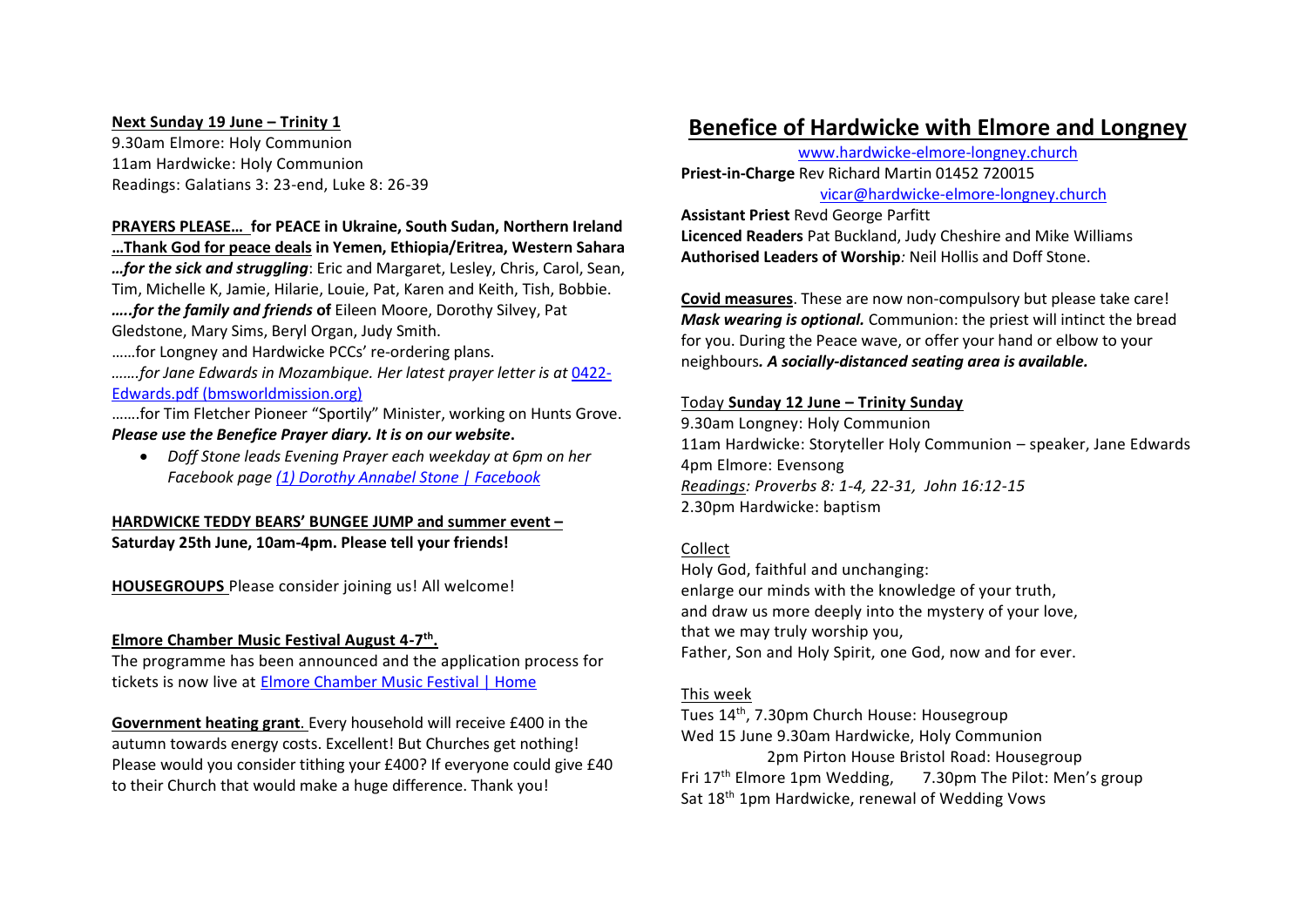**Next Sunday 19 June – Trinity 1**
9.30am Elmore: Holy Communion
11am Hardwicke: Holy Communion
Readings: Galatians 3: 23-end, Luke 8: 26-39

**PRAYERS PLEASE… for PEACE in Ukraine, South Sudan, Northern Ireland**
**…Thank God for peace deals in Yemen, Ethiopia/Eritrea, Western Sahara**
***…for the sick and struggling***: Eric and Margaret, Lesley, Chris, Carol, Sean, Tim, Michelle K, Jamie, Hilarie, Louie, Pat, Karen and Keith, Tish, Bobbie.
***…..for the family and friends*** **of** Eileen Moore, Dorothy Silvey, Pat Gledstone, Mary Sims, Beryl Organ, Judy Smith.
……for Longney and Hardwicke PCCs' re-ordering plans.
…….*for Jane Edwards in Mozambique. Her latest prayer letter is at* [0422-Edwards.pdf (bmsworldmission.org)]
…….for Tim Fletcher Pioneer "Sportily" Minister, working on Hunts Grove.
***Please use the Benefice Prayer diary. It is on our website*.**

- *Doff Stone leads Evening Prayer each weekday at 6pm on her Facebook page (1) Dorothy Annabel Stone | Facebook*

**HARDWICKE TEDDY BEARS' BUNGEE JUMP and summer event – Saturday 25th June, 10am-4pm. Please tell your friends!**

**HOUSEGROUPS** Please consider joining us! All welcome!

**Elmore Chamber Music Festival August 4-7th.**
The programme has been announced and the application process for tickets is now live at Elmore Chamber Music Festival | Home

**Government heating grant**. Every household will receive £400 in the autumn towards energy costs. Excellent! But Churches get nothing! Please would you consider tithing your £400? If everyone could give £40 to their Church that would make a huge difference. Thank you!

# Benefice of Hardwicke with Elmore and Longney

www.hardwicke-elmore-longney.church
**Priest-in-Charge** Rev Richard Martin 01452 720015
vicar@hardwicke-elmore-longney.church
**Assistant Priest** Revd George Parfitt
**Licenced Readers** Pat Buckland, Judy Cheshire and Mike Williams
**Authorised Leaders of Worship***:* Neil Hollis and Doff Stone.

**Covid measures**. These are now non-compulsory but please take care! ***Mask wearing is optional.*** Communion: the priest will intinct the bread for you. During the Peace wave, or offer your hand or elbow to your neighbours*.* ***A socially-distanced seating area is available.***

Today **Sunday 12 June – Trinity Sunday**
9.30am Longney: Holy Communion
11am Hardwicke: Storyteller Holy Communion – speaker, Jane Edwards
4pm Elmore: Evensong
*Readings: Proverbs 8: 1-4, 22-31, John 16:12-15*
2.30pm Hardwicke: baptism

Collect
Holy God, faithful and unchanging:
enlarge our minds with the knowledge of your truth,
and draw us more deeply into the mystery of your love,
that we may truly worship you,
Father, Son and Holy Spirit, one God, now and for ever.

This week
Tues 14th, 7.30pm Church House: Housegroup
Wed 15 June 9.30am Hardwicke, Holy Communion
2pm Pirton House Bristol Road: Housegroup
Fri 17th Elmore 1pm Wedding, 7.30pm The Pilot: Men's group
Sat 18th 1pm Hardwicke, renewal of Wedding Vows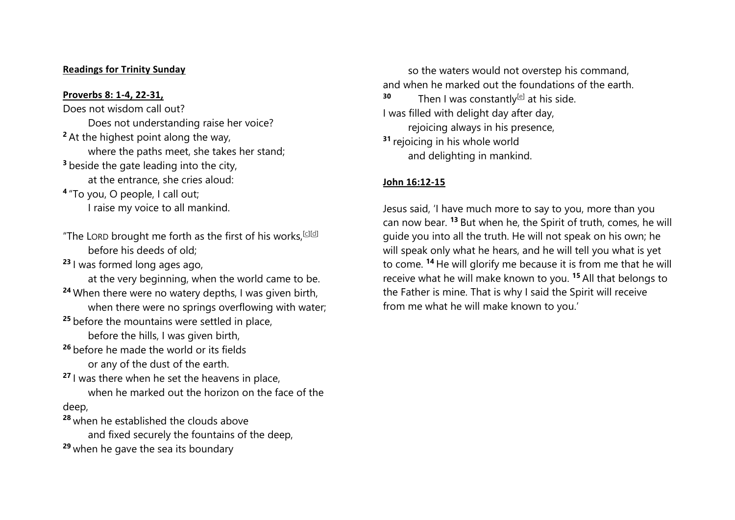**Readings for Trinity Sunday**

**Proverbs 8: 1-4, 22-31,**

Does not wisdom call out?
 Does not understanding raise her voice?
**2** At the highest point along the way,
 where the paths meet, she takes her stand;
**3** beside the gate leading into the city,
 at the entrance, she cries aloud:
**4** "To you, O people, I call out;
 I raise my voice to all mankind.

"The LORD brought me forth as the first of his works,[c][d]
 before his deeds of old;
**23** I was formed long ages ago,
 at the very beginning, when the world came to be.
**24** When there were no watery depths, I was given birth,
 when there were no springs overflowing with water;
**25** before the mountains were settled in place,
 before the hills, I was given birth,
**26** before he made the world or its fields
 or any of the dust of the earth.
**27** I was there when he set the heavens in place,
 when he marked out the horizon on the face of the deep,
**28** when he established the clouds above
 and fixed securely the fountains of the deep,
**29** when he gave the sea its boundary
 so the waters would not overstep his command,
and when he marked out the foundations of the earth.
**30** Then I was constantly[e] at his side.
I was filled with delight day after day,
 rejoicing always in his presence,
**31** rejoicing in his whole world
 and delighting in mankind.

**John 16:12-15**

Jesus said, 'I have much more to say to you, more than you can now bear. **13** But when he, the Spirit of truth, comes, he will guide you into all the truth. He will not speak on his own; he will speak only what he hears, and he will tell you what is yet to come. **14** He will glorify me because it is from me that he will receive what he will make known to you. **15** All that belongs to the Father is mine. That is why I said the Spirit will receive from me what he will make known to you.'